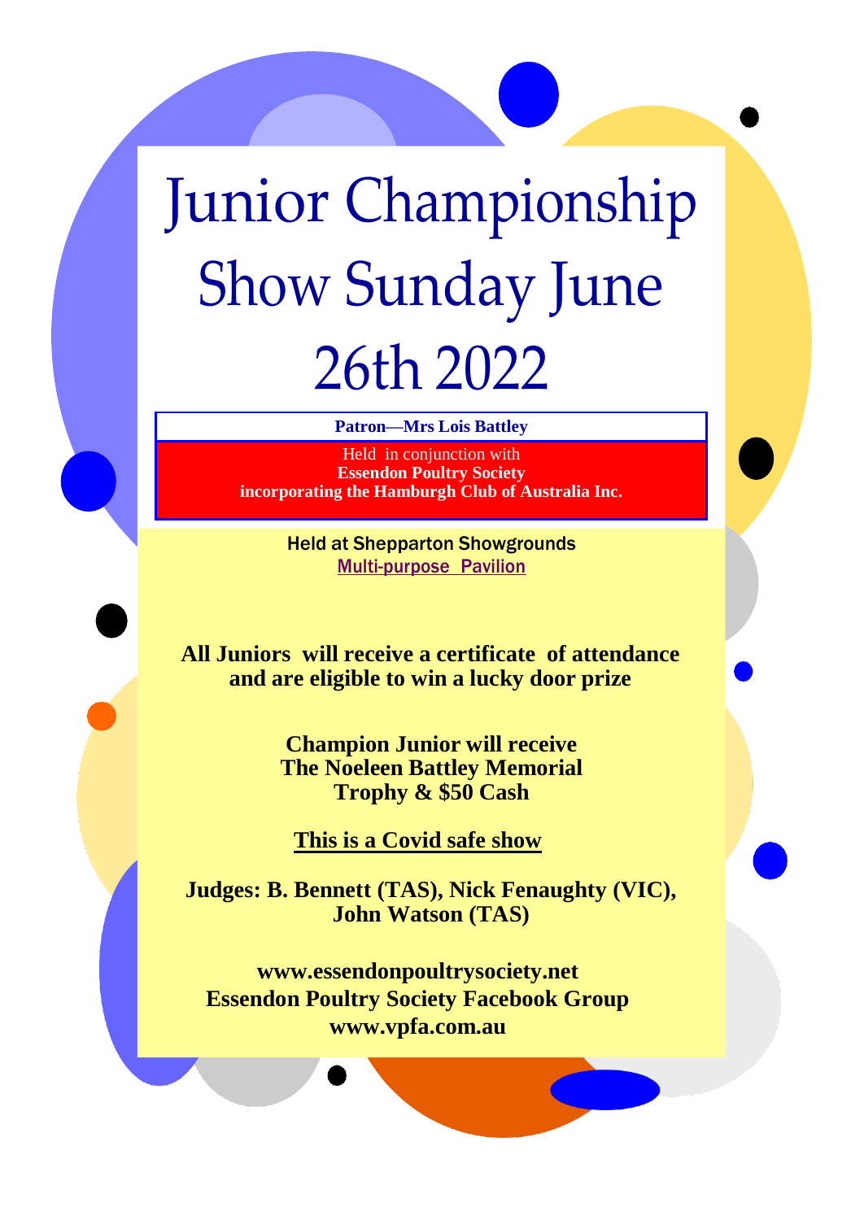# Junior Championship Show Sunday June 26th 2022

**Patron—Mrs Lois Battley**

Held in conjunction with
**Essendon Poultry Society**
**incorporating the Hamburgh Club of Australia Inc.**

Held at Shepparton Showgrounds
Multi-purpose Pavilion

**All Juniors will receive a certificate of attendance and are eligible to win a lucky door prize**

**Champion Junior will receive**
**The Noeleen Battley Memorial**
**Trophy & $50 Cash**

**This is a Covid safe show**

**Judges: B. Bennett (TAS), Nick Fenaughty (VIC), John Watson (TAS)**

**www.essendonpoultrysociety.net**
**Essendon Poultry Society Facebook Group**
**www.vpfa.com.au**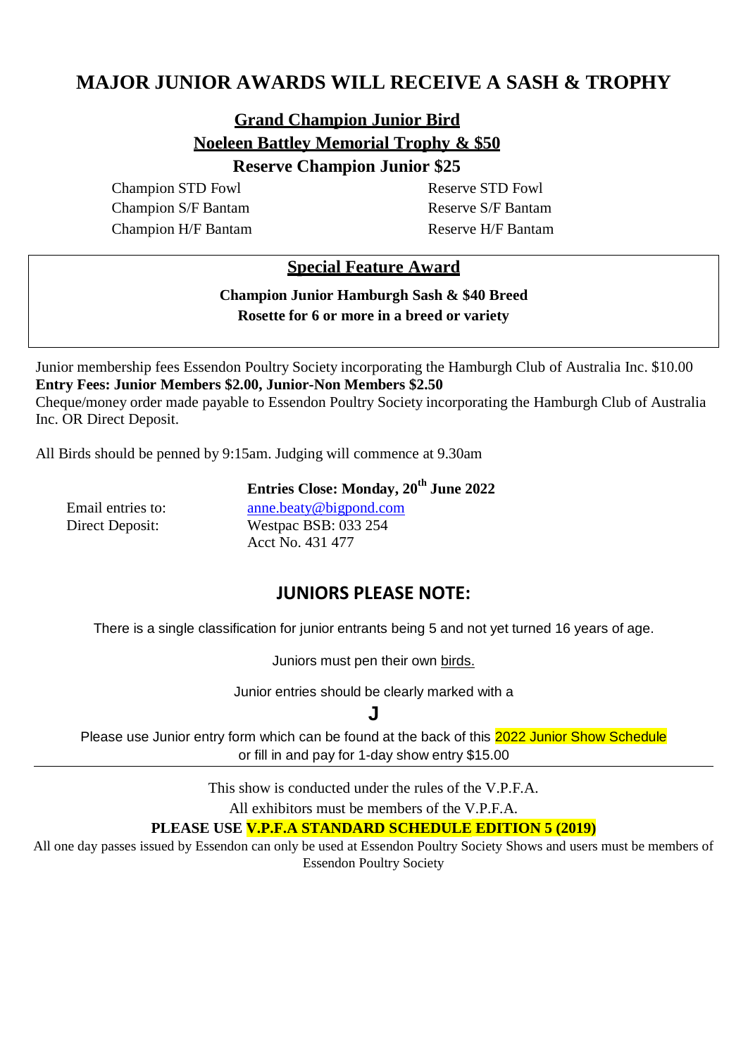# MAJOR JUNIOR AWARDS WILL RECEIVE A SASH & TROPHY

**Grand Champion Junior Bird**

**Noeleen Battley Memorial Trophy & $50**

**Reserve Champion Junior $25**

| | |
|---|---|
| Champion STD Fowl | Reserve STD Fowl |
| Champion S/F Bantam | Reserve S/F Bantam |
| Champion H/F Bantam | Reserve H/F Bantam |

## Special Feature Award

**Champion Junior Hamburgh Sash & $40 Breed**

**Rosette for 6 or more in a breed or variety**

Junior membership fees Essendon Poultry Society incorporating the Hamburgh Club of Australia Inc. $10.00

**Entry Fees: Junior Members $2.00, Junior-Non Members $2.50**

Cheque/money order made payable to Essendon Poultry Society incorporating the Hamburgh Club of Australia Inc. OR Direct Deposit.

All Birds should be penned by 9:15am. Judging will commence at 9.30am

**Entries Close: Monday, 20th June 2022**

Email entries to: anne.beaty@bigpond.com

Direct Deposit: Westpac BSB: 033 254
Acct No. 431 477

## JUNIORS PLEASE NOTE:

There is a single classification for junior entrants being 5 and not yet turned 16 years of age.

Juniors must pen their own birds.

Junior entries should be clearly marked with a

**J**

Please use Junior entry form which can be found at the back of this 2022 Junior Show Schedule or fill in and pay for 1-day show entry $15.00

---

This show is conducted under the rules of the V.P.F.A.

All exhibitors must be members of the V.P.F.A.

**PLEASE USE V.P.F.A STANDARD SCHEDULE EDITION 5 (2019)**

All one day passes issued by Essendon can only be used at Essendon Poultry Society Shows and users must be members of Essendon Poultry Society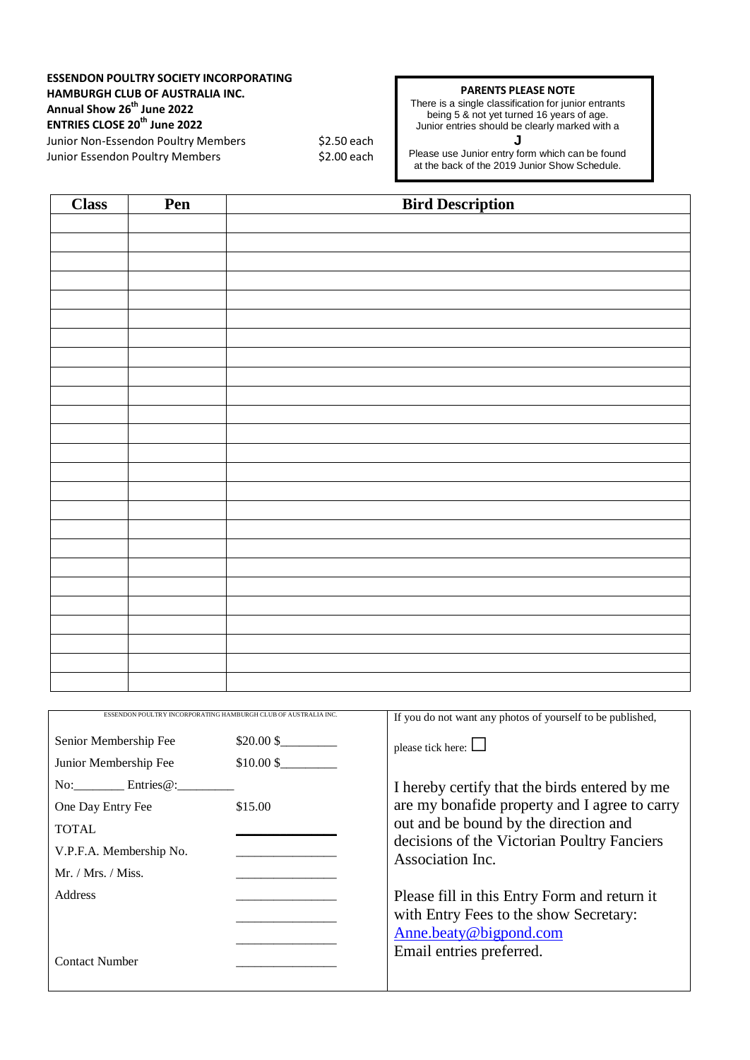**ESSENDON POULTRY SOCIETY INCORPORATING HAMBURGH CLUB OF AUSTRALIA INC.**
**Annual Show 26th June 2022**
**ENTRIES CLOSE 20th June 2022**

Junior Non-Essendon Poultry Members $2.50 each
Junior Essendon Poultry Members $2.00 each

**PARENTS PLEASE NOTE**
There is a single classification for junior entrants being 5 & not yet turned 16 years of age.
Junior entries should be clearly marked with a
**J**
Please use Junior entry form which can be found at the back of the 2019 Junior Show Schedule.

| Class | Pen | Bird Description |
|---|---|---|
| | | |
| | | |
| | | |
| | | |
| | | |
| | | |
| | | |
| | | |
| | | |
| | | |
| | | |
| | | |
| | | |
| | | |
| | | |
| | | |
| | | |
| | | |
| | | |
| | | |
| | | |
| | | |
| | | |
| | | |
| | | |

ESSENDON POULTRY INCORPORATING HAMBURGH CLUB OF AUSTRALIA INC.

Senior Membership Fee $20.00 $________
Junior Membership Fee $10.00 $________
No:________ Entries@:_________
One Day Entry Fee $15.00
TOTAL ________
V.P.F.A. Membership No. ________
Mr. / Mrs. / Miss. ________
Address ________
________
________
Contact Number ________

If you do not want any photos of yourself to be published, please tick here: ☐

I hereby certify that the birds entered by me are my bonafide property and I agree to carry out and be bound by the direction and decisions of the Victorian Poultry Fanciers Association Inc.

Please fill in this Entry Form and return it with Entry Fees to the show Secretary: Anne.beaty@bigpond.com
Email entries preferred.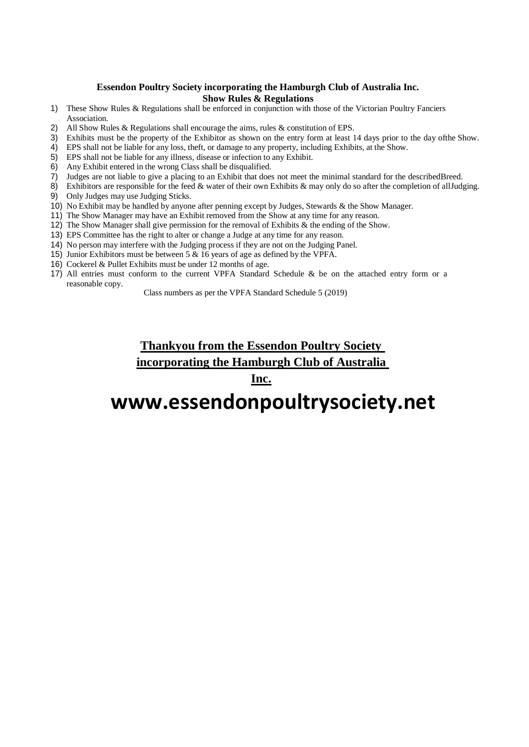**Essendon Poultry Society incorporating the Hamburgh Club of Australia Inc.**
**Show Rules & Regulations**

1) These Show Rules & Regulations shall be enforced in conjunction with those of the Victorian Poultry Fanciers Association.
2) All Show Rules & Regulations shall encourage the aims, rules & constitution of EPS.
3) Exhibits must be the property of the Exhibitor as shown on the entry form at least 14 days prior to the day ofthe Show.
4) EPS shall not be liable for any loss, theft, or damage to any property, including Exhibits, at the Show.
5) EPS shall not be liable for any illness, disease or infection to any Exhibit.
6) Any Exhibit entered in the wrong Class shall be disqualified.
7) Judges are not liable to give a placing to an Exhibit that does not meet the minimal standard for the describedBreed.
8) Exhibitors are responsible for the feed & water of their own Exhibits & may only do so after the completion of allJudging.
9) Only Judges may use Judging Sticks.
10) No Exhibit may be handled by anyone after penning except by Judges, Stewards & the Show Manager.
11) The Show Manager may have an Exhibit removed from the Show at any time for any reason.
12) The Show Manager shall give permission for the removal of Exhibits & the ending of the Show.
13) EPS Committee has the right to alter or change a Judge at any time for any reason.
14) No person may interfere with the Judging process if they are not on the Judging Panel.
15) Junior Exhibitors must be between 5 & 16 years of age as defined by the VPFA.
16) Cockerel & Pullet Exhibits must be under 12 months of age.
17) All entries must conform to the current VPFA Standard Schedule & be on the attached entry form or a reasonable copy.

Class numbers as per the VPFA Standard Schedule 5 (2019)

**Thankyou from the Essendon Poultry Society incorporating the Hamburgh Club of Australia Inc.**

# www.essendonpoultrysociety.net